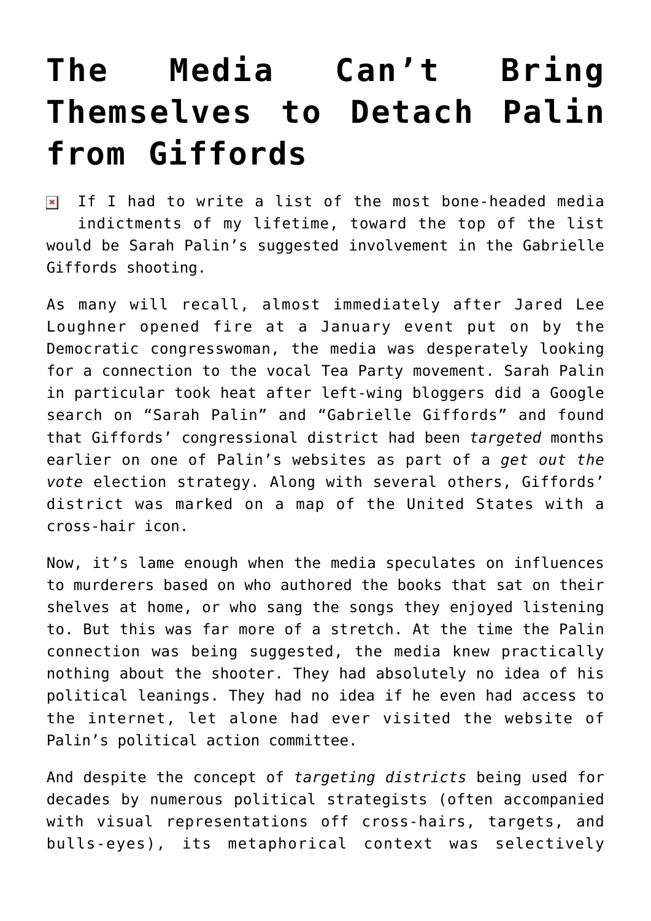# The Media Can't Bring Themselves to Detach Palin from Giffords

If I had to write a list of the most bone-headed media indictments of my lifetime, toward the top of the list would be Sarah Palin's suggested involvement in the Gabrielle Giffords shooting.

As many will recall, almost immediately after Jared Lee Loughner opened fire at a January event put on by the Democratic congresswoman, the media was desperately looking for a connection to the vocal Tea Party movement. Sarah Palin in particular took heat after left-wing bloggers did a Google search on "Sarah Palin" and "Gabrielle Giffords" and found that Giffords' congressional district had been *targeted* months earlier on one of Palin's websites as part of a *get out the vote* election strategy. Along with several others, Giffords' district was marked on a map of the United States with a cross-hair icon.

Now, it's lame enough when the media speculates on influences to murderers based on who authored the books that sat on their shelves at home, or who sang the songs they enjoyed listening to. But this was far more of a stretch. At the time the Palin connection was being suggested, the media knew practically nothing about the shooter. They had absolutely no idea of his political leanings. They had no idea if he even had access to the internet, let alone had ever visited the website of Palin's political action committee.

And despite the concept of *targeting districts* being used for decades by numerous political strategists (often accompanied with visual representations off cross-hairs, targets, and bulls-eyes), its metaphorical context was selectively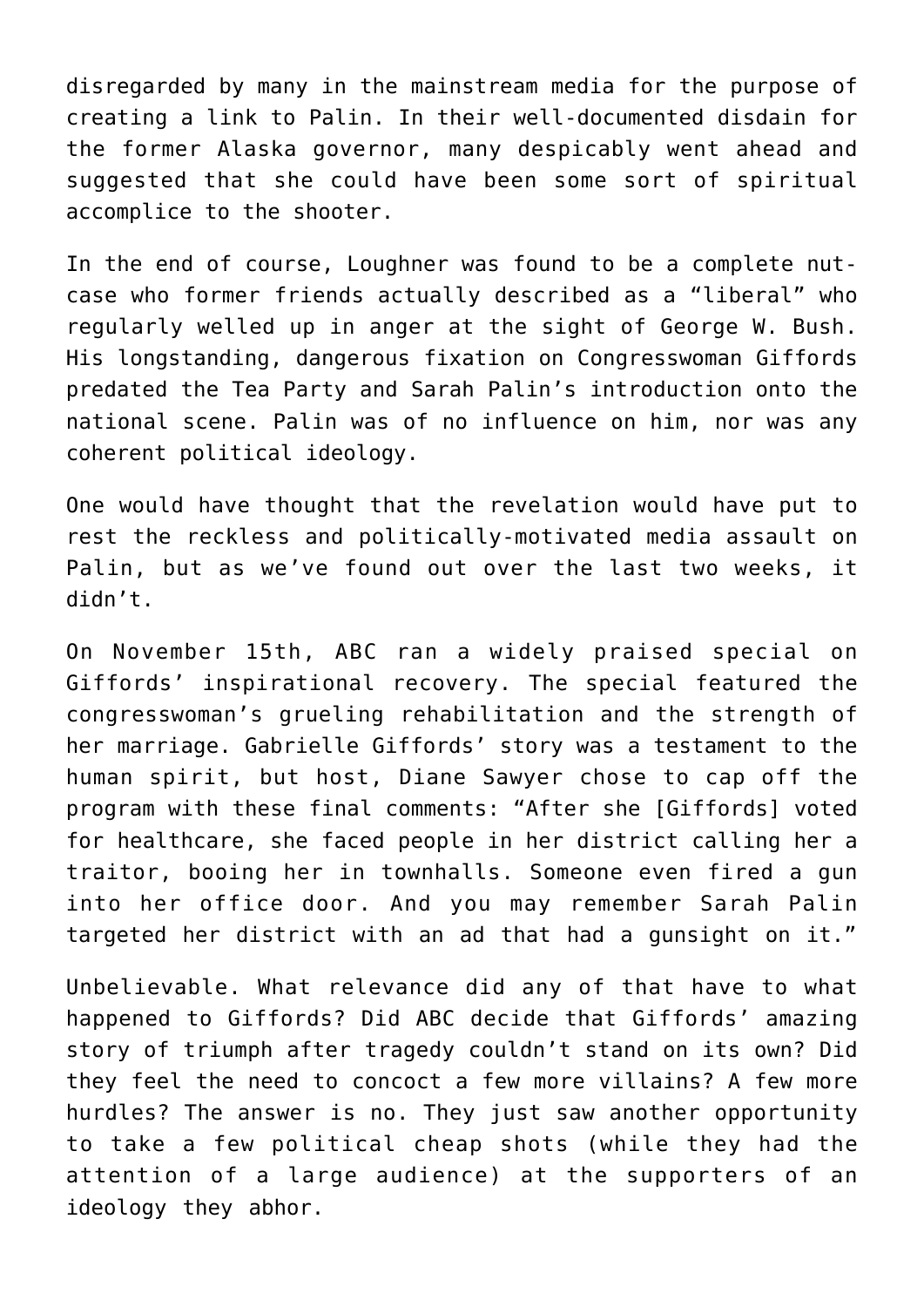disregarded by many in the mainstream media for the purpose of creating a link to Palin. In their well-documented disdain for the former Alaska governor, many despicably went ahead and suggested that she could have been some sort of spiritual accomplice to the shooter.

In the end of course, Loughner was found to be a complete nut-case who former friends actually described as a "liberal" who regularly welled up in anger at the sight of George W. Bush. His longstanding, dangerous fixation on Congresswoman Giffords predated the Tea Party and Sarah Palin's introduction onto the national scene. Palin was of no influence on him, nor was any coherent political ideology.

One would have thought that the revelation would have put to rest the reckless and politically-motivated media assault on Palin, but as we've found out over the last two weeks, it didn't.

On November 15th, ABC ran a widely praised special on Giffords' inspirational recovery. The special featured the congresswoman's grueling rehabilitation and the strength of her marriage. Gabrielle Giffords' story was a testament to the human spirit, but host, Diane Sawyer chose to cap off the program with these final comments: "After she [Giffords] voted for healthcare, she faced people in her district calling her a traitor, booing her in townhalls. Someone even fired a gun into her office door. And you may remember Sarah Palin targeted her district with an ad that had a gunsight on it."

Unbelievable. What relevance did any of that have to what happened to Giffords? Did ABC decide that Giffords' amazing story of triumph after tragedy couldn't stand on its own? Did they feel the need to concoct a few more villains? A few more hurdles? The answer is no. They just saw another opportunity to take a few political cheap shots (while they had the attention of a large audience) at the supporters of an ideology they abhor.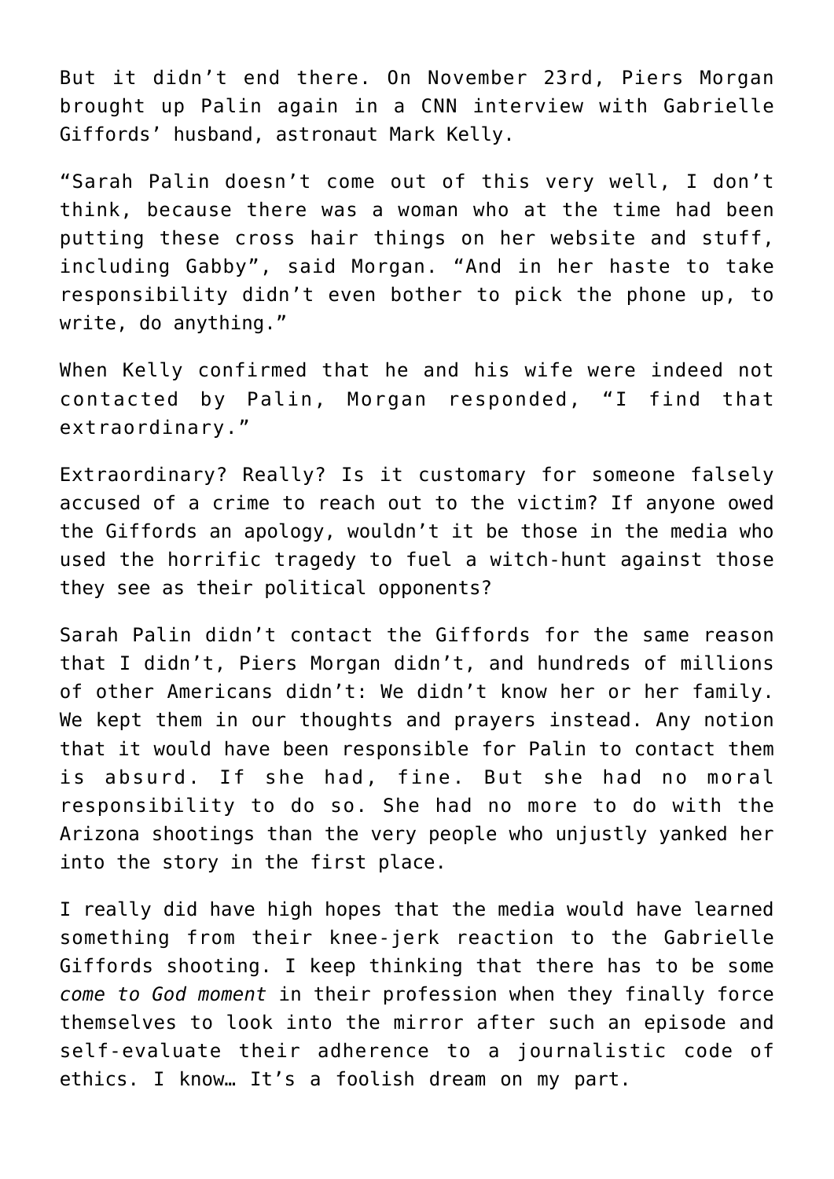But it didn't end there. On November 23rd, Piers Morgan brought up Palin again in a CNN interview with Gabrielle Giffords' husband, astronaut Mark Kelly.

"Sarah Palin doesn't come out of this very well, I don't think, because there was a woman who at the time had been putting these cross hair things on her website and stuff, including Gabby", said Morgan. "And in her haste to take responsibility didn't even bother to pick the phone up, to write, do anything."

When Kelly confirmed that he and his wife were indeed not contacted by Palin, Morgan responded, "I find that extraordinary."

Extraordinary? Really? Is it customary for someone falsely accused of a crime to reach out to the victim? If anyone owed the Giffords an apology, wouldn't it be those in the media who used the horrific tragedy to fuel a witch-hunt against those they see as their political opponents?

Sarah Palin didn't contact the Giffords for the same reason that I didn't, Piers Morgan didn't, and hundreds of millions of other Americans didn't: We didn't know her or her family. We kept them in our thoughts and prayers instead. Any notion that it would have been responsible for Palin to contact them is absurd. If she had, fine. But she had no moral responsibility to do so. She had no more to do with the Arizona shootings than the very people who unjustly yanked her into the story in the first place.

I really did have high hopes that the media would have learned something from their knee-jerk reaction to the Gabrielle Giffords shooting. I keep thinking that there has to be some *come to God moment* in their profession when they finally force themselves to look into the mirror after such an episode and self-evaluate their adherence to a journalistic code of ethics. I know… It's a foolish dream on my part.